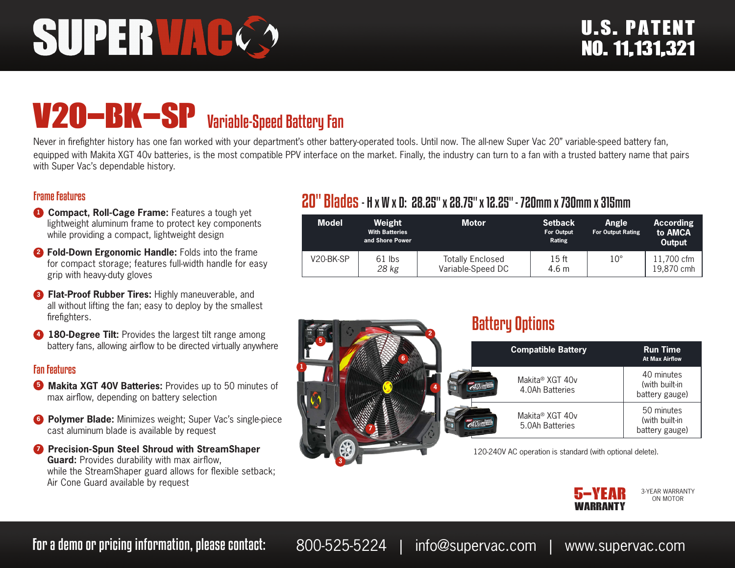# SUPERVAC

U.S. PATENT NO. 11,131,321

## V20-BK-SP Variable-Speed Battery Fan

Never in firefighter history has one fan worked with your department's other battery-operated tools. Until now. The all-new Super Vac 20" variable-speed battery fan, equipped with Makita XGT 40v batteries, is the most compatible PPV interface on the market. Finally, the industry can turn to a fan with a trusted battery name that pairs with Super Vac's dependable history.

### Frame Features

1. **Compact, Roll-Cage Frame:** Features a tough yet lightweight aluminum frame to protect key components while providing a compact, lightweight design
2. **Fold-Down Ergonomic Handle:** Folds into the frame for compact storage; features full-width handle for easy grip with heavy-duty gloves
3. **Flat-Proof Rubber Tires:** Highly maneuverable, and all without lifting the fan; easy to deploy by the smallest firefighters.
4. **180-Degree Tilt:** Provides the largest tilt range among battery fans, allowing airflow to be directed virtually anywhere

### Fan Features

5. **Makita XGT 40V Batteries:** Provides up to 50 minutes of max airflow, depending on battery selection
6. **Polymer Blade:** Minimizes weight; Super Vac's single-piece cast aluminum blade is available by request
7. **Precision-Spun Steel Shroud with StreamShaper Guard:** Provides durability with max airflow, while the StreamShaper guard allows for flexible setback; Air Cone Guard available by request

### 20" Blades - H x W x D: 28.25" x 28.75" x 12.25" - 720mm x 730mm x 315mm

| Model | Weight With Batteries and Shore Power | Motor | Setback For Output Rating | Angle For Output Rating | According to AMCA Output |
|---|---|---|---|---|---|
| V20-BK-SP | 61 lbs *28 kg* | Totally Enclosed Variable-Speed DC | 15 ft 4.6 m | 10° | 11,700 cfm 19,870 cmh |

### Battery Options

| Compatible Battery | Run Time At Max Airflow |
|---|---|
| Makita® XGT 40v 4.0Ah Batteries | 40 minutes (with built-in battery gauge) |
| Makita® XGT 40v 5.0Ah Batteries | 50 minutes (with built-in battery gauge) |

120-240V AC operation is standard (with optional delete).

**5-YEAR WARRANTY** — 3-YEAR WARRANTY ON MOTOR

For a demo or pricing information, please contact: 800-525-5224 | info@supervac.com | www.supervac.com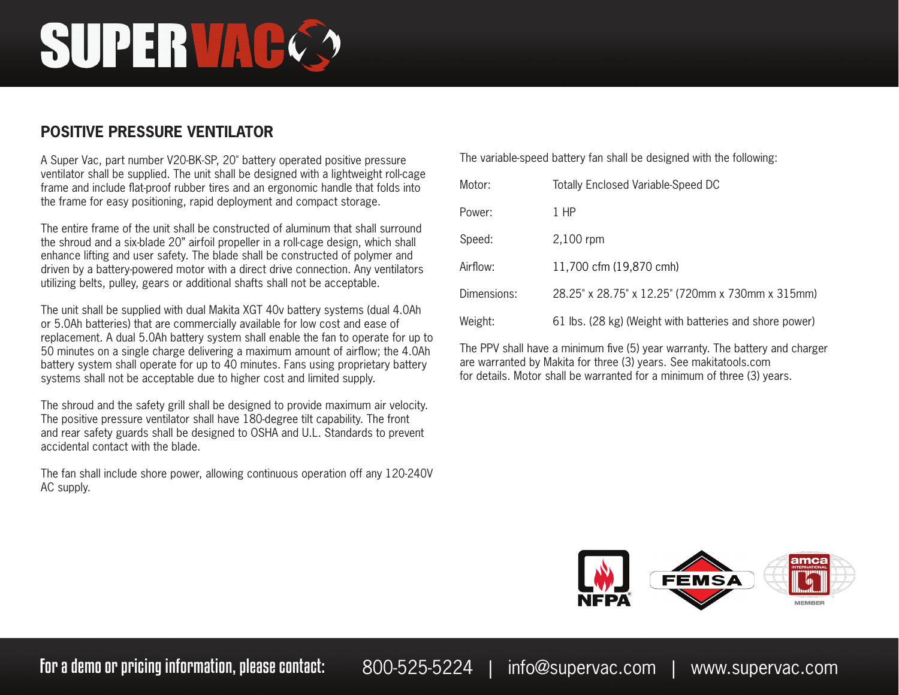## POSITIVE PRESSURE VENTILATOR

A Super Vac, part number V20-BK-SP, 20" battery operated positive pressure ventilator shall be supplied. The unit shall be designed with a lightweight roll-cage frame and include flat-proof rubber tires and an ergonomic handle that folds into the frame for easy positioning, rapid deployment and compact storage.

The entire frame of the unit shall be constructed of aluminum that shall surround the shroud and a six-blade 20" airfoil propeller in a roll-cage design, which shall enhance lifting and user safety. The blade shall be constructed of polymer and driven by a battery-powered motor with a direct drive connection. Any ventilators utilizing belts, pulley, gears or additional shafts shall not be acceptable.

The unit shall be supplied with dual Makita XGT 40v battery systems (dual 4.0Ah or 5.0Ah batteries) that are commercially available for low cost and ease of replacement. A dual 5.0Ah battery system shall enable the fan to operate for up to 50 minutes on a single charge delivering a maximum amount of airflow; the 4.0Ah battery system shall operate for up to 40 minutes. Fans using proprietary battery systems shall not be acceptable due to higher cost and limited supply.

The shroud and the safety grill shall be designed to provide maximum air velocity. The positive pressure ventilator shall have 180-degree tilt capability. The front and rear safety guards shall be designed to OSHA and U.L. Standards to prevent accidental contact with the blade.

The fan shall include shore power, allowing continuous operation off any 120-240V AC supply.

The variable-speed battery fan shall be designed with the following:

| | |
|---|---|
| Motor: | Totally Enclosed Variable-Speed DC |
| Power: | 1 HP |
| Speed: | 2,100 rpm |
| Airflow: | 11,700 cfm (19,870 cmh) |
| Dimensions: | 28.25" x 28.75" x 12.25" (720mm x 730mm x 315mm) |
| Weight: | 61 lbs. (28 kg) (Weight with batteries and shore power) |

The PPV shall have a minimum five (5) year warranty. The battery and charger are warranted by Makita for three (3) years. See makitatools.com for details. Motor shall be warranted for a minimum of three (3) years.

For a demo or pricing information, please contact: 800-525-5224 | info@supervac.com | www.supervac.com